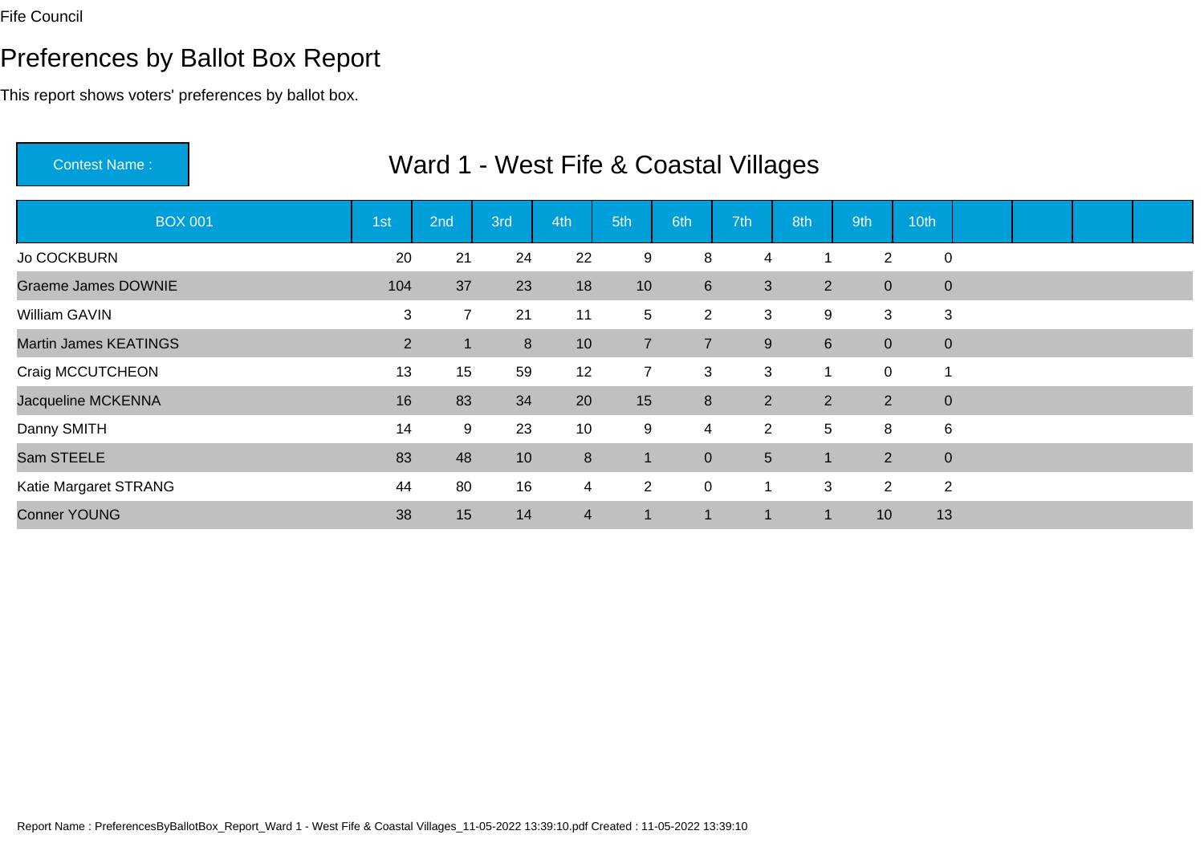Fife Council

# Preferences by Ballot Box Report

This report shows voters' preferences by ballot box.

**Contest Name :** Ward 1 - West Fife & Coastal Villages

| BOX 001 | 1st | 2nd | 3rd | 4th | 5th | 6th | 7th | 8th | 9th | 10th | | | | |
|---|---|---|---|---|---|---|---|---|---|---|---|---|---|---|
| Jo COCKBURN | 20 | 21 | 24 | 22 | 9 | 8 | 4 | 1 | 2 | 0 | | | | |
| Graeme James DOWNIE | 104 | 37 | 23 | 18 | 10 | 6 | 3 | 2 | 0 | 0 | | | | |
| William GAVIN | 3 | 7 | 21 | 11 | 5 | 2 | 3 | 9 | 3 | 3 | | | | |
| Martin James KEATINGS | 2 | 1 | 8 | 10 | 7 | 7 | 9 | 6 | 0 | 0 | | | | |
| Craig MCCUTCHEON | 13 | 15 | 59 | 12 | 7 | 3 | 3 | 1 | 0 | 1 | | | | |
| Jacqueline MCKENNA | 16 | 83 | 34 | 20 | 15 | 8 | 2 | 2 | 2 | 0 | | | | |
| Danny SMITH | 14 | 9 | 23 | 10 | 9 | 4 | 2 | 5 | 8 | 6 | | | | |
| Sam STEELE | 83 | 48 | 10 | 8 | 1 | 0 | 5 | 1 | 2 | 0 | | | | |
| Katie Margaret STRANG | 44 | 80 | 16 | 4 | 2 | 0 | 1 | 3 | 2 | 2 | | | | |
| Conner YOUNG | 38 | 15 | 14 | 4 | 1 | 1 | 1 | 1 | 10 | 13 | | | | |

Report Name : PreferencesByBallotBox_Report_Ward 1 - West Fife & Coastal Villages_11-05-2022 13:39:10.pdf Created : 11-05-2022 13:39:10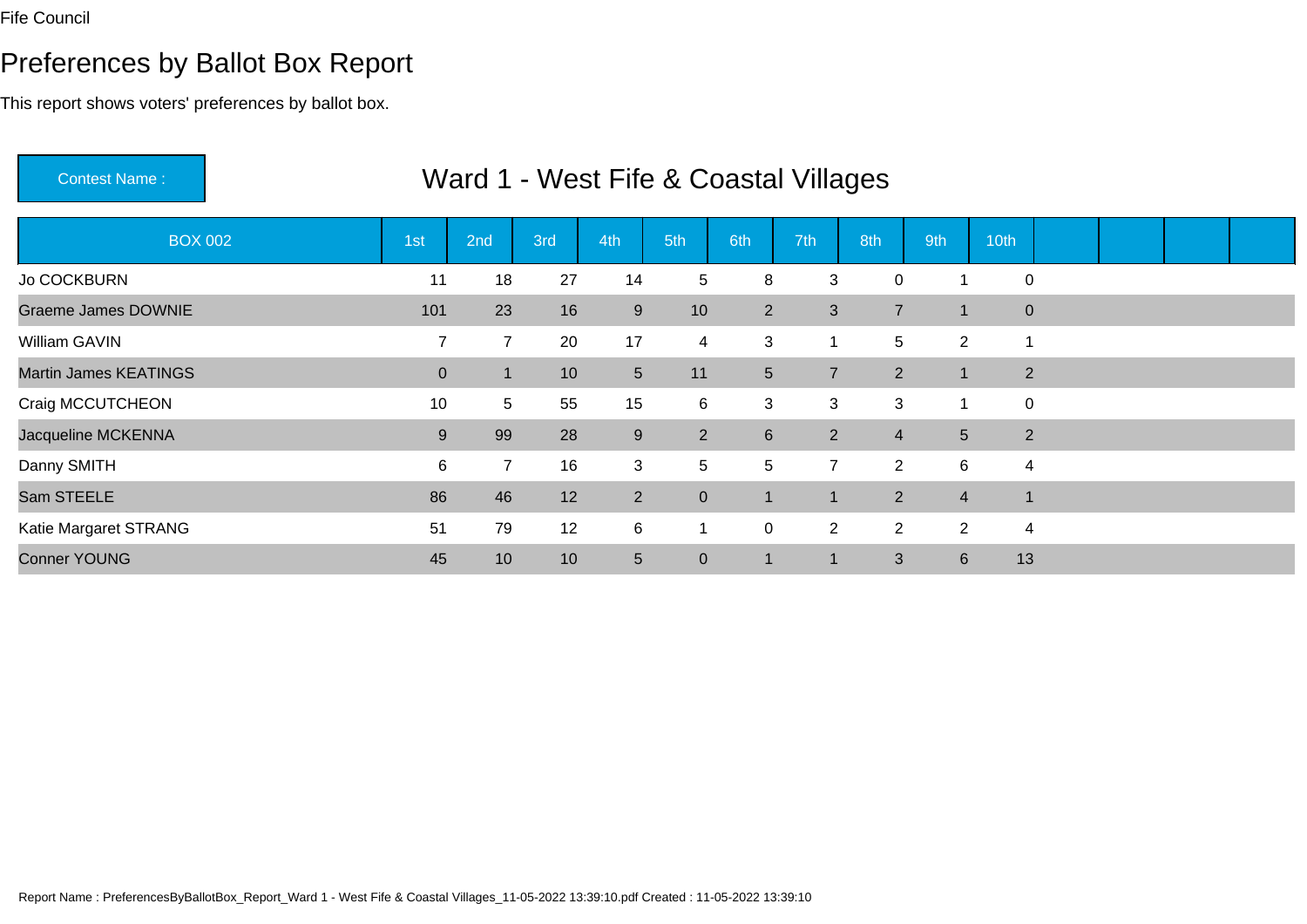Fife Council

# Preferences by Ballot Box Report

This report shows voters' preferences by ballot box.

Contest Name : **Ward 1 - West Fife & Coastal Villages**

| BOX 002 | 1st | 2nd | 3rd | 4th | 5th | 6th | 7th | 8th | 9th | 10th | | | | |
|---|---|---|---|---|---|---|---|---|---|---|---|---|---|---|
| Jo COCKBURN | 11 | 18 | 27 | 14 | 5 | 8 | 3 | 0 | 1 | 0 | | | | |
| Graeme James DOWNIE | 101 | 23 | 16 | 9 | 10 | 2 | 3 | 7 | 1 | 0 | | | | |
| William GAVIN | 7 | 7 | 20 | 17 | 4 | 3 | 1 | 5 | 2 | 1 | | | | |
| Martin James KEATINGS | 0 | 1 | 10 | 5 | 11 | 5 | 7 | 2 | 1 | 2 | | | | |
| Craig MCCUTCHEON | 10 | 5 | 55 | 15 | 6 | 3 | 3 | 3 | 1 | 0 | | | | |
| Jacqueline MCKENNA | 9 | 99 | 28 | 9 | 2 | 6 | 2 | 4 | 5 | 2 | | | | |
| Danny SMITH | 6 | 7 | 16 | 3 | 5 | 5 | 7 | 2 | 6 | 4 | | | | |
| Sam STEELE | 86 | 46 | 12 | 2 | 0 | 1 | 1 | 2 | 4 | 1 | | | | |
| Katie Margaret STRANG | 51 | 79 | 12 | 6 | 1 | 0 | 2 | 2 | 2 | 4 | | | | |
| Conner YOUNG | 45 | 10 | 10 | 5 | 0 | 1 | 1 | 3 | 6 | 13 | | | | |

Report Name : PreferencesByBallotBox_Report_Ward 1 - West Fife & Coastal Villages_11-05-2022 13:39:10.pdf Created : 11-05-2022 13:39:10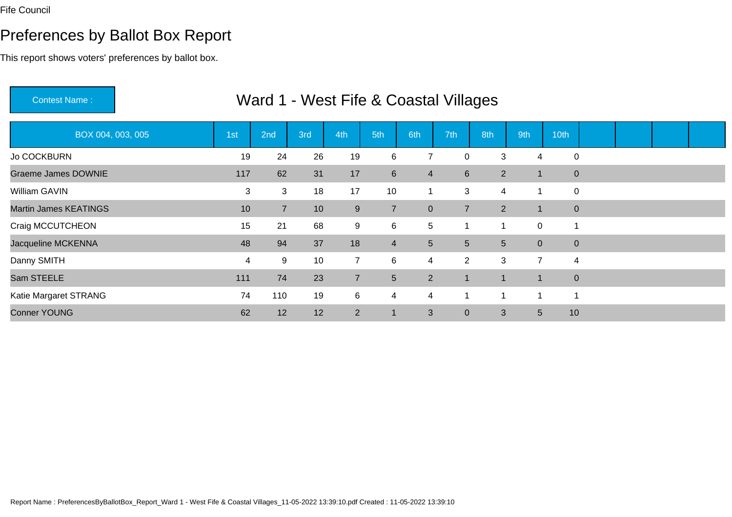Fife Council

# Preferences by Ballot Box Report

This report shows voters' preferences by ballot box.

**Contest Name :** Ward 1 - West Fife & Coastal Villages

| BOX 004, 003, 005 | 1st | 2nd | 3rd | 4th | 5th | 6th | 7th | 8th | 9th | 10th | | | | |
|---|---|---|---|---|---|---|---|---|---|---|---|---|---|---|
| Jo COCKBURN | 19 | 24 | 26 | 19 | 6 | 7 | 0 | 3 | 4 | 0 | | | | |
| Graeme James DOWNIE | 117 | 62 | 31 | 17 | 6 | 4 | 6 | 2 | 1 | 0 | | | | |
| William GAVIN | 3 | 3 | 18 | 17 | 10 | 1 | 3 | 4 | 1 | 0 | | | | |
| Martin James KEATINGS | 10 | 7 | 10 | 9 | 7 | 0 | 7 | 2 | 1 | 0 | | | | |
| Craig MCCUTCHEON | 15 | 21 | 68 | 9 | 6 | 5 | 1 | 1 | 0 | 1 | | | | |
| Jacqueline MCKENNA | 48 | 94 | 37 | 18 | 4 | 5 | 5 | 5 | 0 | 0 | | | | |
| Danny SMITH | 4 | 9 | 10 | 7 | 6 | 4 | 2 | 3 | 7 | 4 | | | | |
| Sam STEELE | 111 | 74 | 23 | 7 | 5 | 2 | 1 | 1 | 1 | 0 | | | | |
| Katie Margaret STRANG | 74 | 110 | 19 | 6 | 4 | 4 | 1 | 1 | 1 | 1 | | | | |
| Conner YOUNG | 62 | 12 | 12 | 2 | 1 | 3 | 0 | 3 | 5 | 10 | | | | |

Report Name : PreferencesByBallotBox_Report_Ward 1 - West Fife & Coastal Villages_11-05-2022 13:39:10.pdf Created : 11-05-2022 13:39:10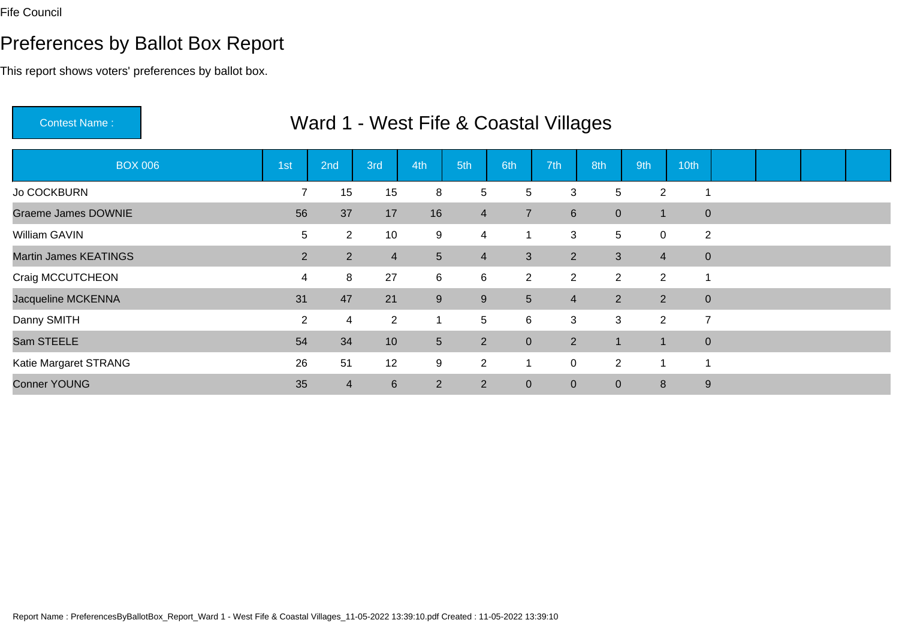Fife Council

# Preferences by Ballot Box Report

This report shows voters' preferences by ballot box.

Contest Name : **Ward 1 - West Fife & Coastal Villages**

| BOX 006 | 1st | 2nd | 3rd | 4th | 5th | 6th | 7th | 8th | 9th | 10th | | | | |
|---|---|---|---|---|---|---|---|---|---|---|---|---|---|---|
| Jo COCKBURN | 7 | 15 | 15 | 8 | 5 | 5 | 3 | 5 | 2 | 1 | | | | |
| Graeme James DOWNIE | 56 | 37 | 17 | 16 | 4 | 7 | 6 | 0 | 1 | 0 | | | | |
| William GAVIN | 5 | 2 | 10 | 9 | 4 | 1 | 3 | 5 | 0 | 2 | | | | |
| Martin James KEATINGS | 2 | 2 | 4 | 5 | 4 | 3 | 2 | 3 | 4 | 0 | | | | |
| Craig MCCUTCHEON | 4 | 8 | 27 | 6 | 6 | 2 | 2 | 2 | 2 | 1 | | | | |
| Jacqueline MCKENNA | 31 | 47 | 21 | 9 | 9 | 5 | 4 | 2 | 2 | 0 | | | | |
| Danny SMITH | 2 | 4 | 2 | 1 | 5 | 6 | 3 | 3 | 2 | 7 | | | | |
| Sam STEELE | 54 | 34 | 10 | 5 | 2 | 0 | 2 | 1 | 1 | 0 | | | | |
| Katie Margaret STRANG | 26 | 51 | 12 | 9 | 2 | 1 | 0 | 2 | 1 | 1 | | | | |
| Conner YOUNG | 35 | 4 | 6 | 2 | 2 | 0 | 0 | 0 | 8 | 9 | | | | |

Report Name : PreferencesByBallotBox_Report_Ward 1 - West Fife & Coastal Villages_11-05-2022 13:39:10.pdf Created : 11-05-2022 13:39:10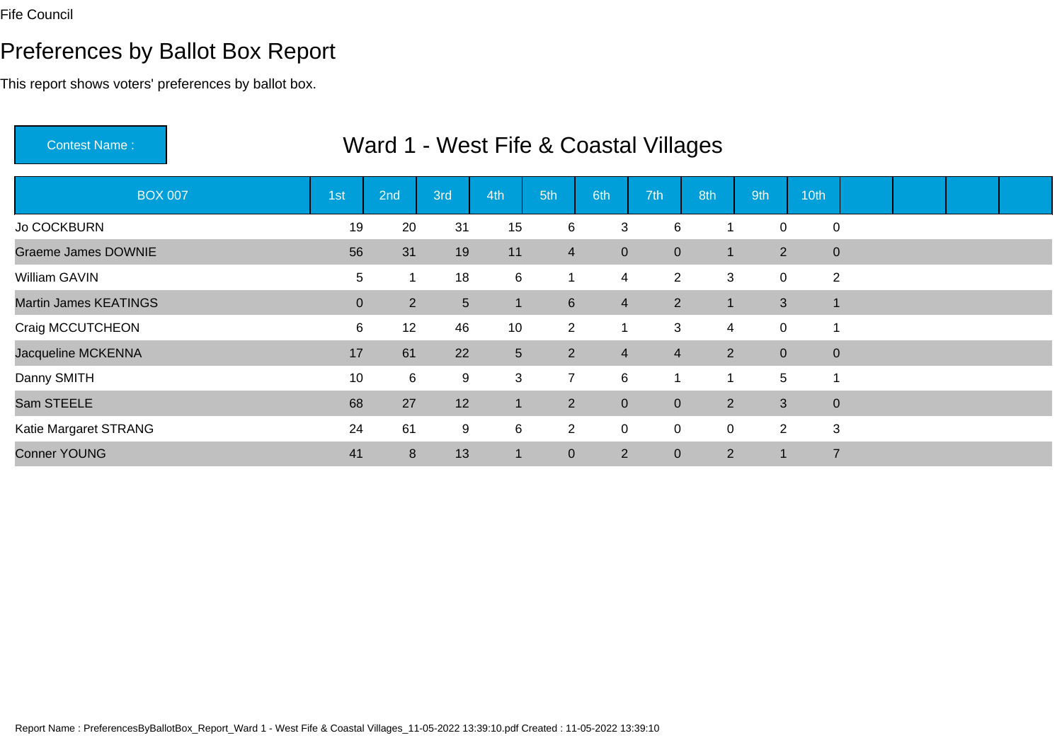Fife Council

# Preferences by Ballot Box Report

This report shows voters' preferences by ballot box.

Contest Name : Ward 1 - West Fife & Coastal Villages

| BOX 007 | 1st | 2nd | 3rd | 4th | 5th | 6th | 7th | 8th | 9th | 10th | | | | |
|---|---|---|---|---|---|---|---|---|---|---|---|---|---|---|
| Jo COCKBURN | 19 | 20 | 31 | 15 | 6 | 3 | 6 | 1 | 0 | 0 | | | | |
| Graeme James DOWNIE | 56 | 31 | 19 | 11 | 4 | 0 | 0 | 1 | 2 | 0 | | | | |
| William GAVIN | 5 | 1 | 18 | 6 | 1 | 4 | 2 | 3 | 0 | 2 | | | | |
| Martin James KEATINGS | 0 | 2 | 5 | 1 | 6 | 4 | 2 | 1 | 3 | 1 | | | | |
| Craig MCCUTCHEON | 6 | 12 | 46 | 10 | 2 | 1 | 3 | 4 | 0 | 1 | | | | |
| Jacqueline MCKENNA | 17 | 61 | 22 | 5 | 2 | 4 | 4 | 2 | 0 | 0 | | | | |
| Danny SMITH | 10 | 6 | 9 | 3 | 7 | 6 | 1 | 1 | 5 | 1 | | | | |
| Sam STEELE | 68 | 27 | 12 | 1 | 2 | 0 | 0 | 2 | 3 | 0 | | | | |
| Katie Margaret STRANG | 24 | 61 | 9 | 6 | 2 | 0 | 0 | 0 | 2 | 3 | | | | |
| Conner YOUNG | 41 | 8 | 13 | 1 | 0 | 2 | 0 | 2 | 1 | 7 | | | | |

Report Name : PreferencesByBallotBox_Report_Ward 1 - West Fife & Coastal Villages_11-05-2022 13:39:10.pdf Created : 11-05-2022 13:39:10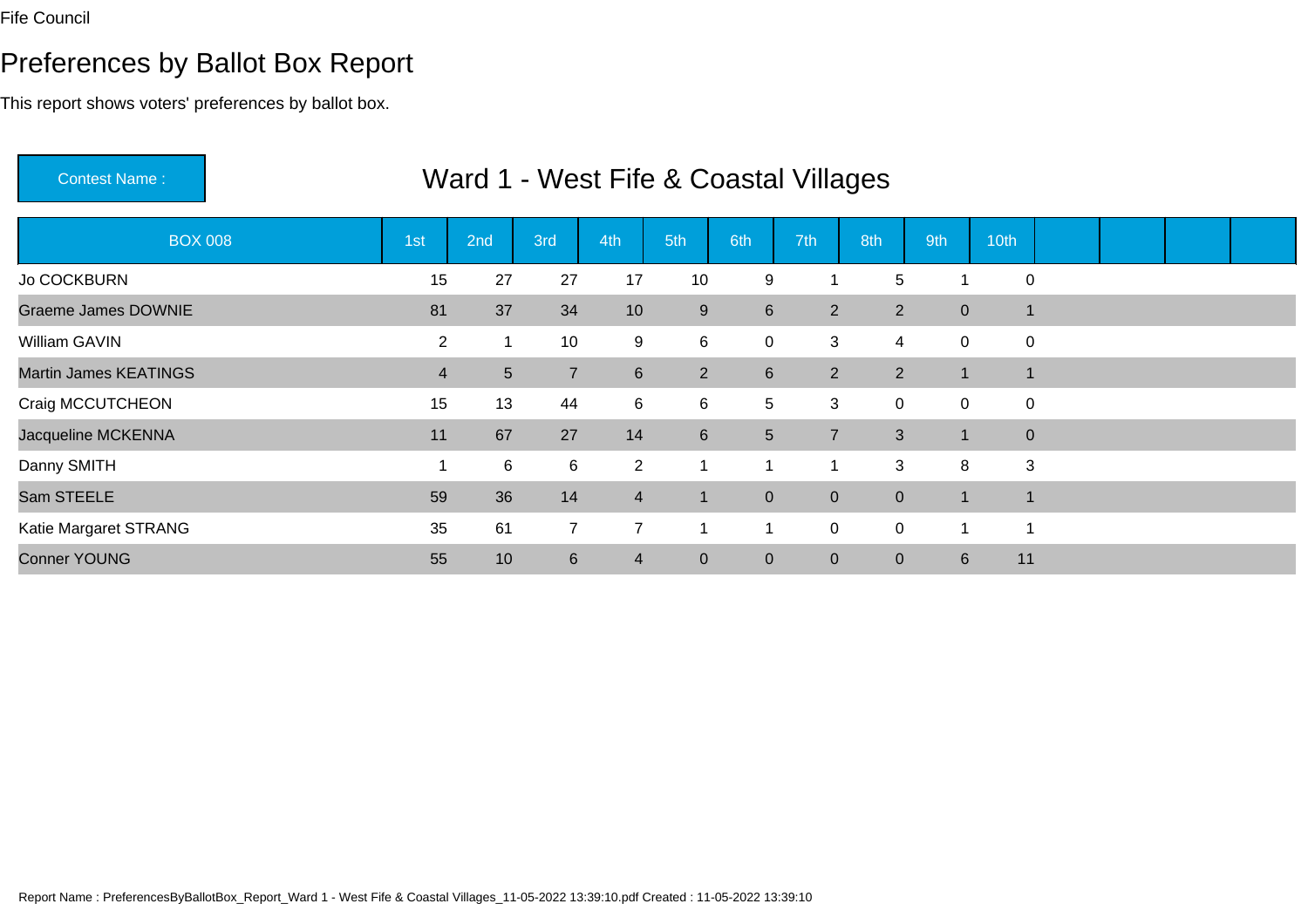Fife Council

# Preferences by Ballot Box Report

This report shows voters' preferences by ballot box.

**Contest Name :** Ward 1 - West Fife & Coastal Villages

| BOX 008 | 1st | 2nd | 3rd | 4th | 5th | 6th | 7th | 8th | 9th | 10th | | | | |
|---|---|---|---|---|---|---|---|---|---|---|---|---|---|---|
| Jo COCKBURN | 15 | 27 | 27 | 17 | 10 | 9 | 1 | 5 | 1 | 0 | | | | |
| Graeme James DOWNIE | 81 | 37 | 34 | 10 | 9 | 6 | 2 | 2 | 0 | 1 | | | | |
| William GAVIN | 2 | 1 | 10 | 9 | 6 | 0 | 3 | 4 | 0 | 0 | | | | |
| Martin James KEATINGS | 4 | 5 | 7 | 6 | 2 | 6 | 2 | 2 | 1 | 1 | | | | |
| Craig MCCUTCHEON | 15 | 13 | 44 | 6 | 6 | 5 | 3 | 0 | 0 | 0 | | | | |
| Jacqueline MCKENNA | 11 | 67 | 27 | 14 | 6 | 5 | 7 | 3 | 1 | 0 | | | | |
| Danny SMITH | 1 | 6 | 6 | 2 | 1 | 1 | 1 | 3 | 8 | 3 | | | | |
| Sam STEELE | 59 | 36 | 14 | 4 | 1 | 0 | 0 | 0 | 1 | 1 | | | | |
| Katie Margaret STRANG | 35 | 61 | 7 | 7 | 1 | 1 | 0 | 0 | 1 | 1 | | | | |
| Conner YOUNG | 55 | 10 | 6 | 4 | 0 | 0 | 0 | 0 | 6 | 11 | | | | |

Report Name : PreferencesByBallotBox_Report_Ward 1 - West Fife & Coastal Villages_11-05-2022 13:39:10.pdf Created : 11-05-2022 13:39:10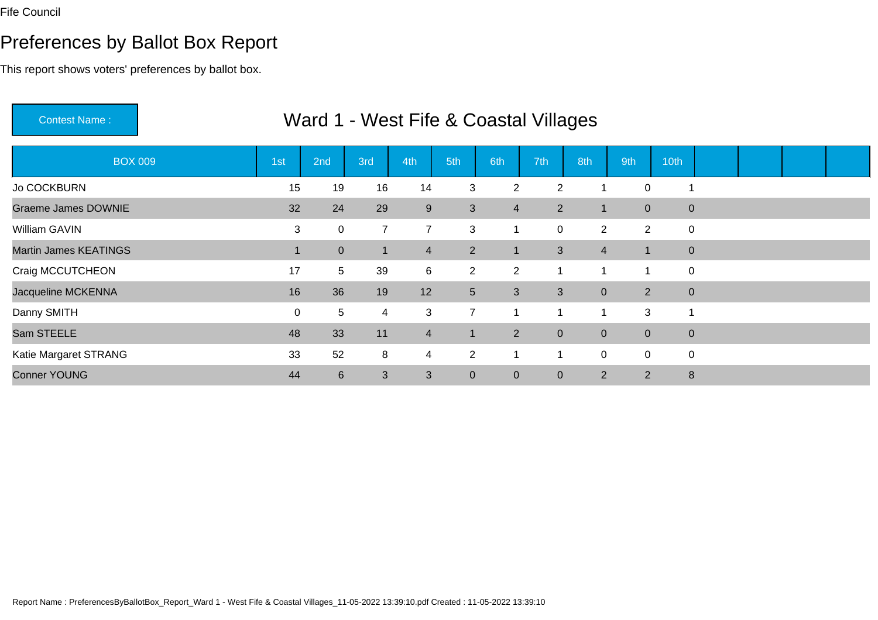Fife Council

# Preferences by Ballot Box Report

This report shows voters' preferences by ballot box.

**Contest Name :** Ward 1 - West Fife & Coastal Villages

| BOX 009 | 1st | 2nd | 3rd | 4th | 5th | 6th | 7th | 8th | 9th | 10th | | | | |
|---|---|---|---|---|---|---|---|---|---|---|---|---|---|---|
| Jo COCKBURN | 15 | 19 | 16 | 14 | 3 | 2 | 2 | 1 | 0 | 1 | | | | |
| Graeme James DOWNIE | 32 | 24 | 29 | 9 | 3 | 4 | 2 | 1 | 0 | 0 | | | | |
| William GAVIN | 3 | 0 | 7 | 7 | 3 | 1 | 0 | 2 | 2 | 0 | | | | |
| Martin James KEATINGS | 1 | 0 | 1 | 4 | 2 | 1 | 3 | 4 | 1 | 0 | | | | |
| Craig MCCUTCHEON | 17 | 5 | 39 | 6 | 2 | 2 | 1 | 1 | 1 | 0 | | | | |
| Jacqueline MCKENNA | 16 | 36 | 19 | 12 | 5 | 3 | 3 | 0 | 2 | 0 | | | | |
| Danny SMITH | 0 | 5 | 4 | 3 | 7 | 1 | 1 | 1 | 3 | 1 | | | | |
| Sam STEELE | 48 | 33 | 11 | 4 | 1 | 2 | 0 | 0 | 0 | 0 | | | | |
| Katie Margaret STRANG | 33 | 52 | 8 | 4 | 2 | 1 | 1 | 0 | 0 | 0 | | | | |
| Conner YOUNG | 44 | 6 | 3 | 3 | 0 | 0 | 0 | 2 | 2 | 8 | | | | |

Report Name : PreferencesByBallotBox_Report_Ward 1 - West Fife & Coastal Villages_11-05-2022 13:39:10.pdf Created : 11-05-2022 13:39:10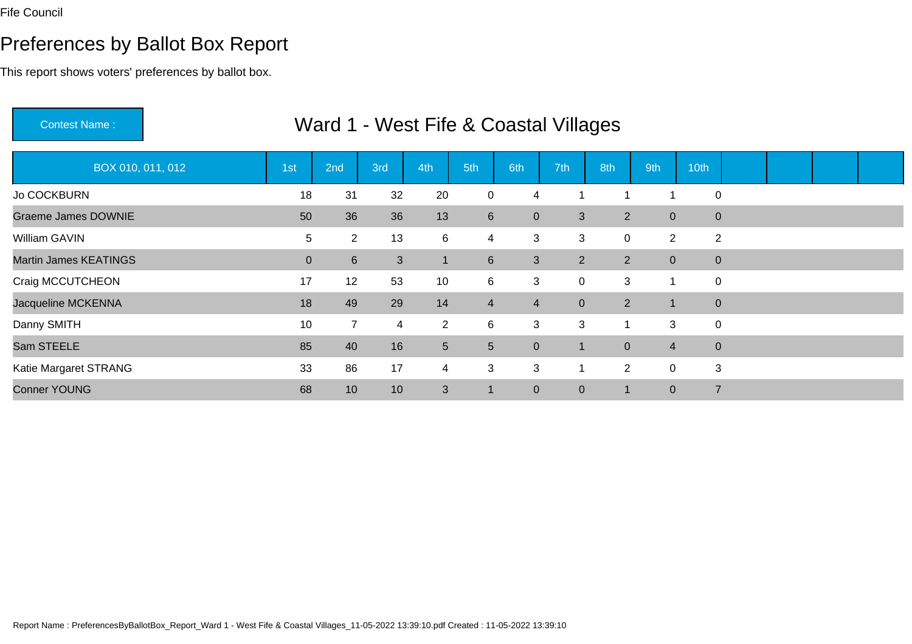Fife Council

# Preferences by Ballot Box Report

This report shows voters' preferences by ballot box.

**Contest Name :** Ward 1 - West Fife & Coastal Villages

| BOX 010, 011, 012 | 1st | 2nd | 3rd | 4th | 5th | 6th | 7th | 8th | 9th | 10th | | | | |
|---|---|---|---|---|---|---|---|---|---|---|---|---|---|---|
| Jo COCKBURN | 18 | 31 | 32 | 20 | 0 | 4 | 1 | 1 | 1 | 0 | | | | |
| Graeme James DOWNIE | 50 | 36 | 36 | 13 | 6 | 0 | 3 | 2 | 0 | 0 | | | | |
| William GAVIN | 5 | 2 | 13 | 6 | 4 | 3 | 3 | 0 | 2 | 2 | | | | |
| Martin James KEATINGS | 0 | 6 | 3 | 1 | 6 | 3 | 2 | 2 | 0 | 0 | | | | |
| Craig MCCUTCHEON | 17 | 12 | 53 | 10 | 6 | 3 | 0 | 3 | 1 | 0 | | | | |
| Jacqueline MCKENNA | 18 | 49 | 29 | 14 | 4 | 4 | 0 | 2 | 1 | 0 | | | | |
| Danny SMITH | 10 | 7 | 4 | 2 | 6 | 3 | 3 | 1 | 3 | 0 | | | | |
| Sam STEELE | 85 | 40 | 16 | 5 | 5 | 0 | 1 | 0 | 4 | 0 | | | | |
| Katie Margaret STRANG | 33 | 86 | 17 | 4 | 3 | 3 | 1 | 2 | 0 | 3 | | | | |
| Conner YOUNG | 68 | 10 | 10 | 3 | 1 | 0 | 0 | 1 | 0 | 7 | | | | |

Report Name : PreferencesByBallotBox_Report_Ward 1 - West Fife & Coastal Villages_11-05-2022 13:39:10.pdf Created : 11-05-2022 13:39:10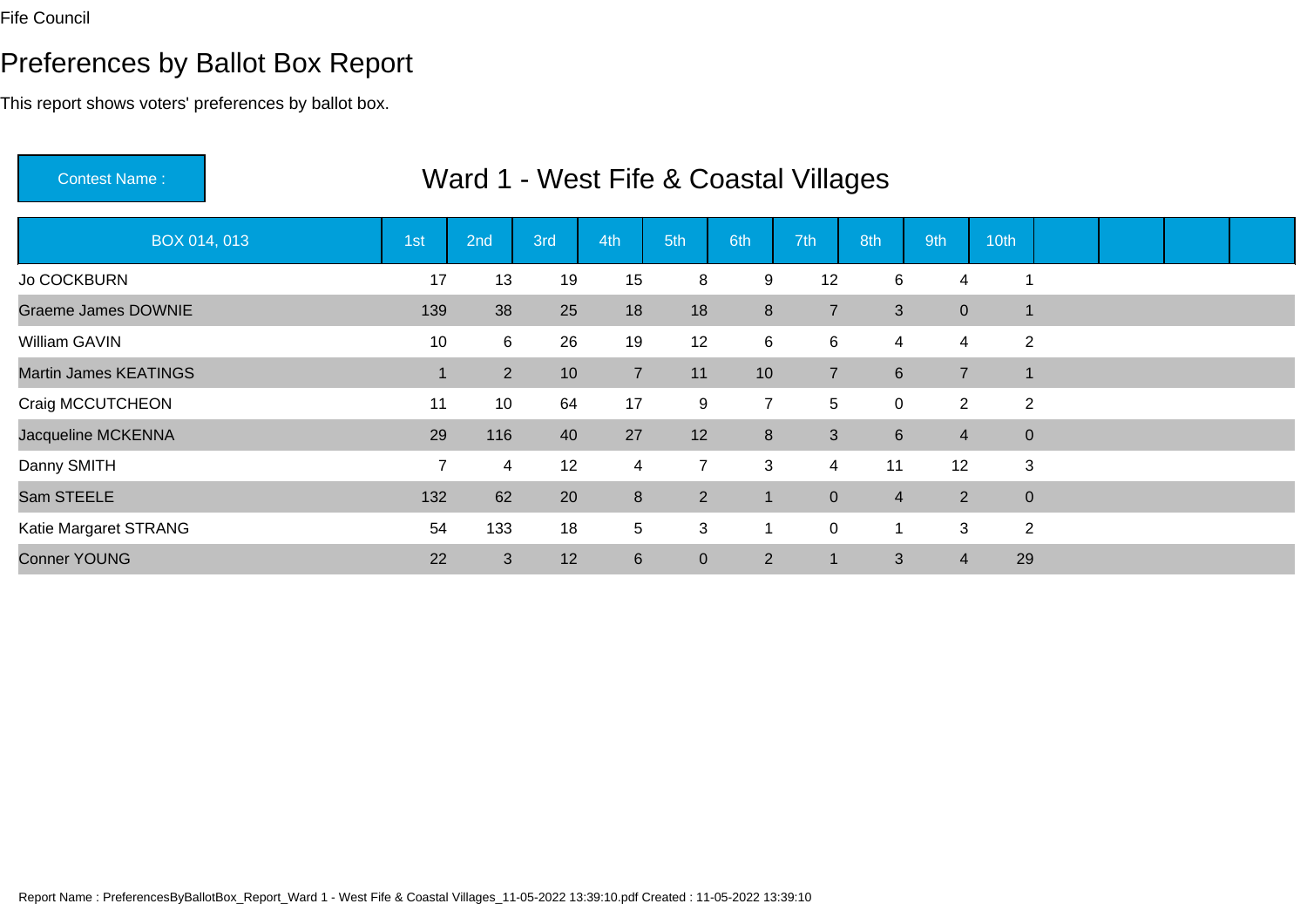Fife Council

# Preferences by Ballot Box Report

This report shows voters' preferences by ballot box.

Contest Name : **Ward 1 - West Fife & Coastal Villages**

| BOX 014, 013 | 1st | 2nd | 3rd | 4th | 5th | 6th | 7th | 8th | 9th | 10th | | | | |
|---|---|---|---|---|---|---|---|---|---|---|---|---|---|---|
| Jo COCKBURN | 17 | 13 | 19 | 15 | 8 | 9 | 12 | 6 | 4 | 1 | | | | |
| Graeme James DOWNIE | 139 | 38 | 25 | 18 | 18 | 8 | 7 | 3 | 0 | 1 | | | | |
| William GAVIN | 10 | 6 | 26 | 19 | 12 | 6 | 6 | 4 | 4 | 2 | | | | |
| Martin James KEATINGS | 1 | 2 | 10 | 7 | 11 | 10 | 7 | 6 | 7 | 1 | | | | |
| Craig MCCUTCHEON | 11 | 10 | 64 | 17 | 9 | 7 | 5 | 0 | 2 | 2 | | | | |
| Jacqueline MCKENNA | 29 | 116 | 40 | 27 | 12 | 8 | 3 | 6 | 4 | 0 | | | | |
| Danny SMITH | 7 | 4 | 12 | 4 | 7 | 3 | 4 | 11 | 12 | 3 | | | | |
| Sam STEELE | 132 | 62 | 20 | 8 | 2 | 1 | 0 | 4 | 2 | 0 | | | | |
| Katie Margaret STRANG | 54 | 133 | 18 | 5 | 3 | 1 | 0 | 1 | 3 | 2 | | | | |
| Conner YOUNG | 22 | 3 | 12 | 6 | 0 | 2 | 1 | 3 | 4 | 29 | | | | |

Report Name : PreferencesByBallotBox_Report_Ward 1 - West Fife & Coastal Villages_11-05-2022 13:39:10.pdf Created : 11-05-2022 13:39:10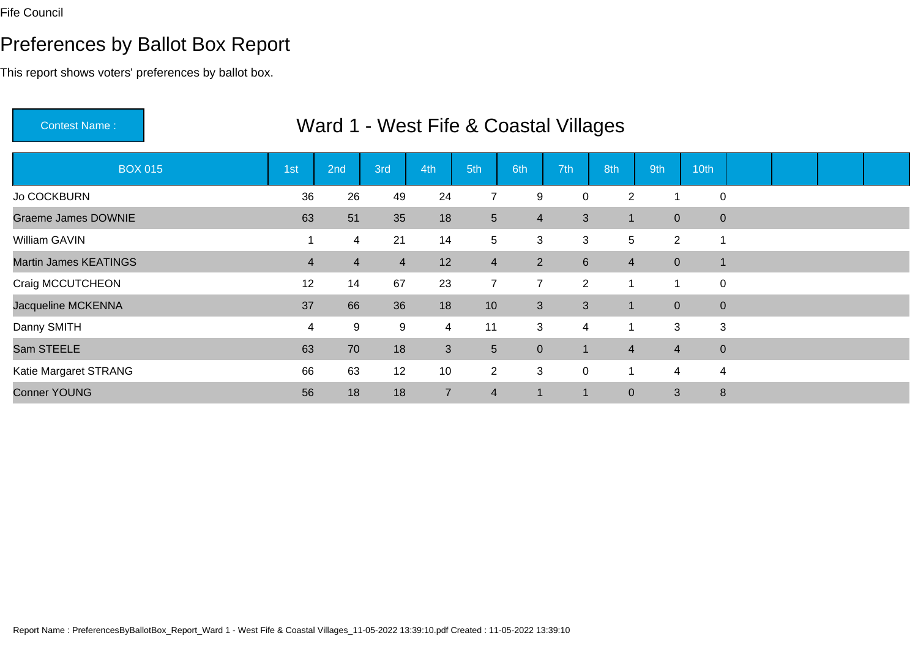Fife Council

# Preferences by Ballot Box Report

This report shows voters' preferences by ballot box.

| Contest Name : | Ward 1 - West Fife & Coastal Villages |
|---|---|

| BOX 015 | 1st | 2nd | 3rd | 4th | 5th | 6th | 7th | 8th | 9th | 10th | | | | |
|---|---|---|---|---|---|---|---|---|---|---|---|---|---|---|
| Jo COCKBURN | 36 | 26 | 49 | 24 | 7 | 9 | 0 | 2 | 1 | 0 | | | | |
| Graeme James DOWNIE | 63 | 51 | 35 | 18 | 5 | 4 | 3 | 1 | 0 | 0 | | | | |
| William GAVIN | 1 | 4 | 21 | 14 | 5 | 3 | 3 | 5 | 2 | 1 | | | | |
| Martin James KEATINGS | 4 | 4 | 4 | 12 | 4 | 2 | 6 | 4 | 0 | 1 | | | | |
| Craig MCCUTCHEON | 12 | 14 | 67 | 23 | 7 | 7 | 2 | 1 | 1 | 0 | | | | |
| Jacqueline MCKENNA | 37 | 66 | 36 | 18 | 10 | 3 | 3 | 1 | 0 | 0 | | | | |
| Danny SMITH | 4 | 9 | 9 | 4 | 11 | 3 | 4 | 1 | 3 | 3 | | | | |
| Sam STEELE | 63 | 70 | 18 | 3 | 5 | 0 | 1 | 4 | 4 | 0 | | | | |
| Katie Margaret STRANG | 66 | 63 | 12 | 10 | 2 | 3 | 0 | 1 | 4 | 4 | | | | |
| Conner YOUNG | 56 | 18 | 18 | 7 | 4 | 1 | 1 | 0 | 3 | 8 | | | | |

Report Name : PreferencesByBallotBox_Report_Ward 1 - West Fife & Coastal Villages_11-05-2022 13:39:10.pdf Created : 11-05-2022 13:39:10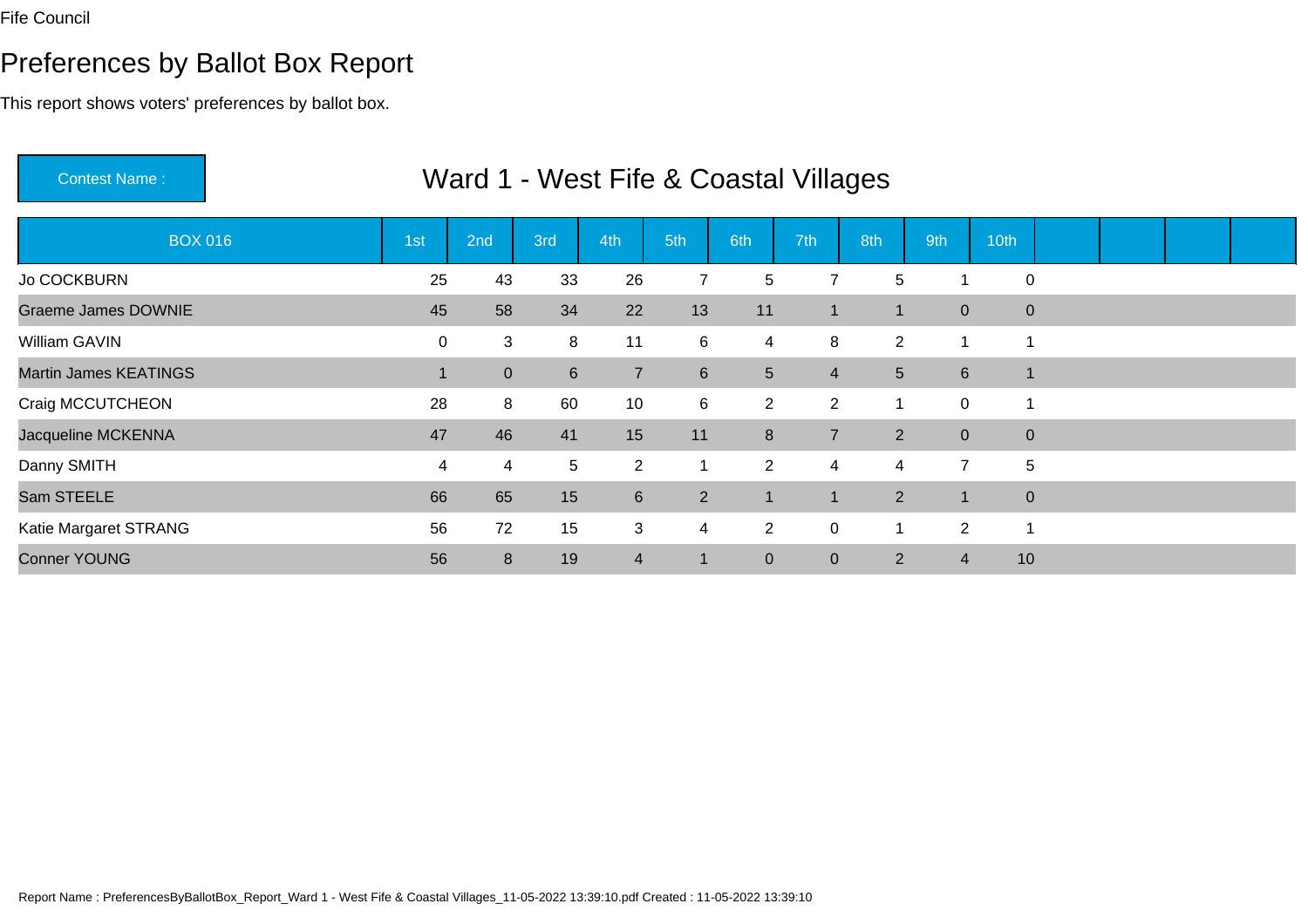Fife Council

# Preferences by Ballot Box Report

This report shows voters' preferences by ballot box.

Contest Name : **Ward 1 - West Fife & Coastal Villages**

| BOX 016 | 1st | 2nd | 3rd | 4th | 5th | 6th | 7th | 8th | 9th | 10th |
|---|---|---|---|---|---|---|---|---|---|---|
| Jo COCKBURN | 25 | 43 | 33 | 26 | 7 | 5 | 7 | 5 | 1 | 0 |
| Graeme James DOWNIE | 45 | 58 | 34 | 22 | 13 | 11 | 1 | 1 | 0 | 0 |
| William GAVIN | 0 | 3 | 8 | 11 | 6 | 4 | 8 | 2 | 1 | 1 |
| Martin James KEATINGS | 1 | 0 | 6 | 7 | 6 | 5 | 4 | 5 | 6 | 1 |
| Craig MCCUTCHEON | 28 | 8 | 60 | 10 | 6 | 2 | 2 | 1 | 0 | 1 |
| Jacqueline MCKENNA | 47 | 46 | 41 | 15 | 11 | 8 | 7 | 2 | 0 | 0 |
| Danny SMITH | 4 | 4 | 5 | 2 | 1 | 2 | 4 | 4 | 7 | 5 |
| Sam STEELE | 66 | 65 | 15 | 6 | 2 | 1 | 1 | 2 | 1 | 0 |
| Katie Margaret STRANG | 56 | 72 | 15 | 3 | 4 | 2 | 0 | 1 | 2 | 1 |
| Conner YOUNG | 56 | 8 | 19 | 4 | 1 | 0 | 0 | 2 | 4 | 10 |

Report Name : PreferencesByBallotBox_Report_Ward 1 - West Fife & Coastal Villages_11-05-2022 13:39:10.pdf Created : 11-05-2022 13:39:10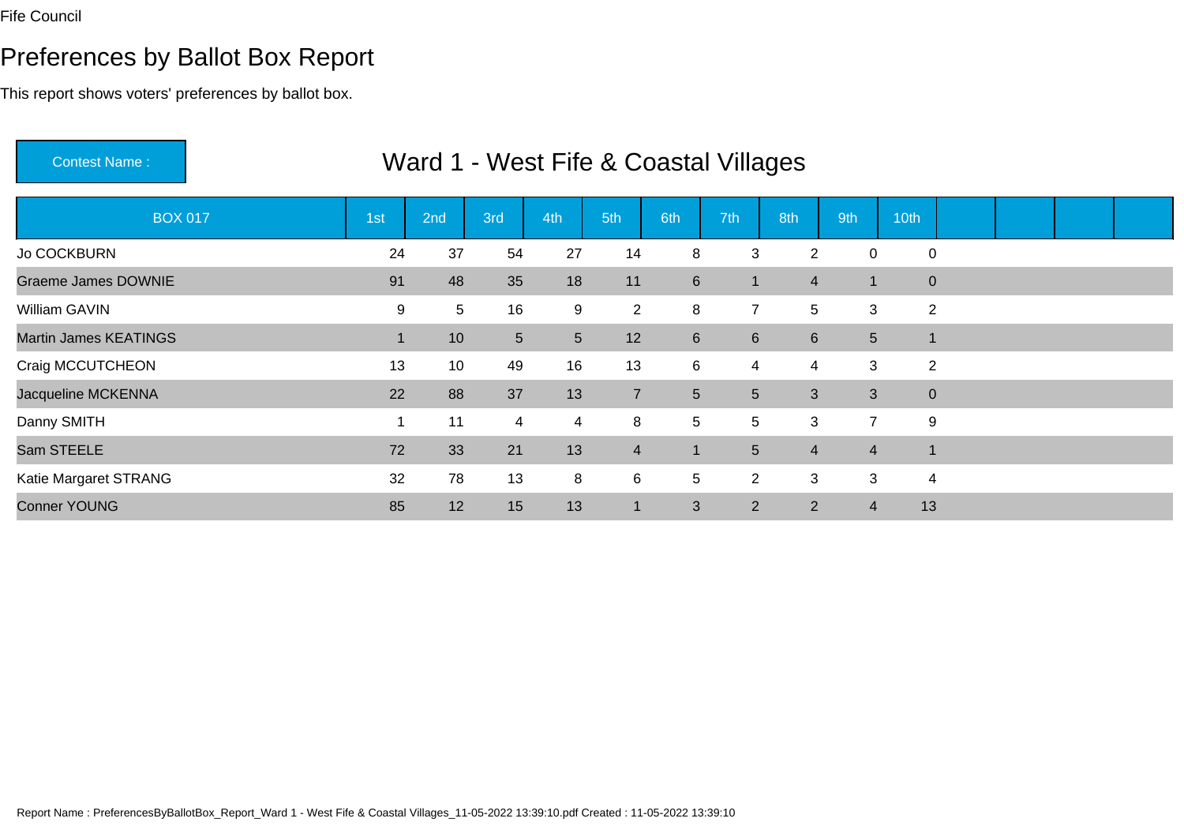Fife Council

# Preferences by Ballot Box Report

This report shows voters' preferences by ballot box.

Contest Name : **Ward 1 - West Fife & Coastal Villages**

| BOX 017 | 1st | 2nd | 3rd | 4th | 5th | 6th | 7th | 8th | 9th | 10th | | | | |
|---|---|---|---|---|---|---|---|---|---|---|---|---|---|---|
| Jo COCKBURN | 24 | 37 | 54 | 27 | 14 | 8 | 3 | 2 | 0 | 0 | | | | |
| Graeme James DOWNIE | 91 | 48 | 35 | 18 | 11 | 6 | 1 | 4 | 1 | 0 | | | | |
| William GAVIN | 9 | 5 | 16 | 9 | 2 | 8 | 7 | 5 | 3 | 2 | | | | |
| Martin James KEATINGS | 1 | 10 | 5 | 5 | 12 | 6 | 6 | 6 | 5 | 1 | | | | |
| Craig MCCUTCHEON | 13 | 10 | 49 | 16 | 13 | 6 | 4 | 4 | 3 | 2 | | | | |
| Jacqueline MCKENNA | 22 | 88 | 37 | 13 | 7 | 5 | 5 | 3 | 3 | 0 | | | | |
| Danny SMITH | 1 | 11 | 4 | 4 | 8 | 5 | 5 | 3 | 7 | 9 | | | | |
| Sam STEELE | 72 | 33 | 21 | 13 | 4 | 1 | 5 | 4 | 4 | 1 | | | | |
| Katie Margaret STRANG | 32 | 78 | 13 | 8 | 6 | 5 | 2 | 3 | 3 | 4 | | | | |
| Conner YOUNG | 85 | 12 | 15 | 13 | 1 | 3 | 2 | 2 | 4 | 13 | | | | |

Report Name : PreferencesByBallotBox_Report_Ward 1 - West Fife & Coastal Villages_11-05-2022 13:39:10.pdf Created : 11-05-2022 13:39:10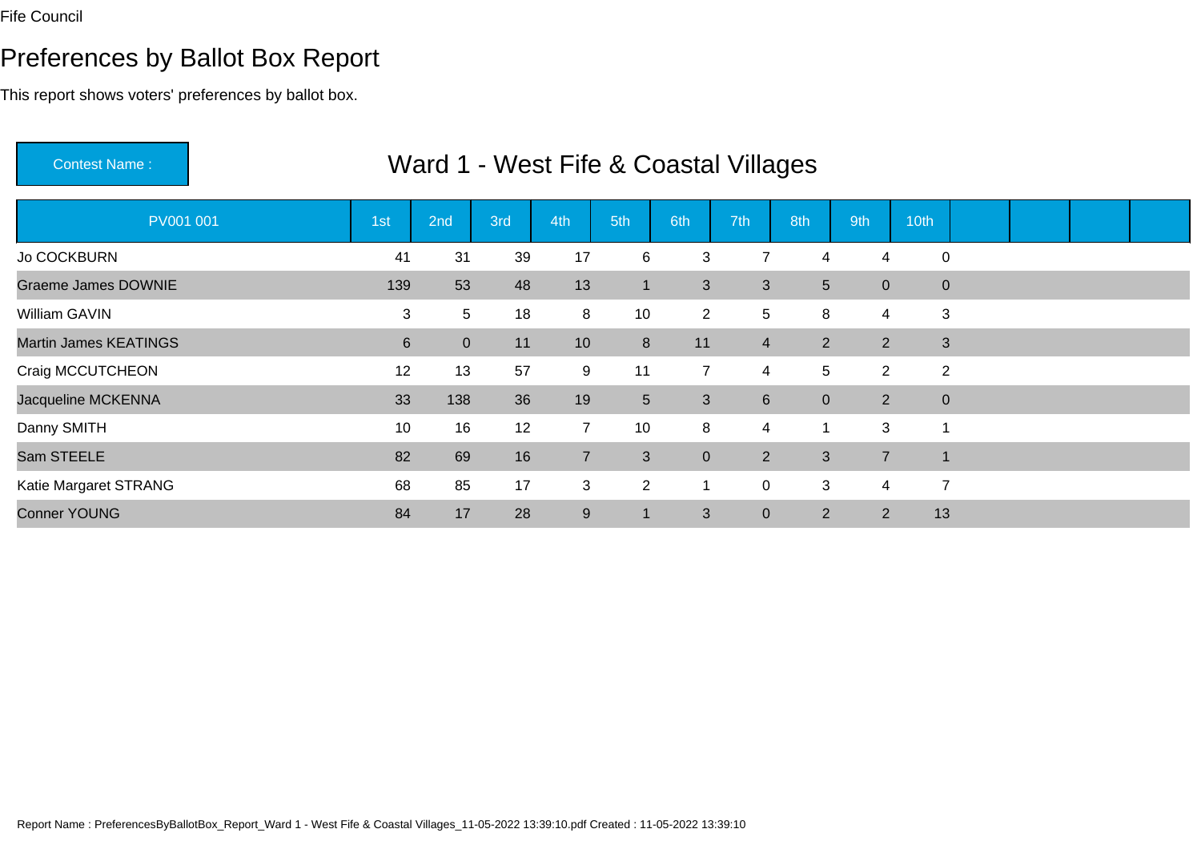Fife Council

# Preferences by Ballot Box Report

This report shows voters' preferences by ballot box.

**Contest Name :** Ward 1 - West Fife & Coastal Villages

| PV001 001 | 1st | 2nd | 3rd | 4th | 5th | 6th | 7th | 8th | 9th | 10th | | | | |
|---|---|---|---|---|---|---|---|---|---|---|---|---|---|---|
| Jo COCKBURN | 41 | 31 | 39 | 17 | 6 | 3 | 7 | 4 | 4 | 0 | | | | |
| Graeme James DOWNIE | 139 | 53 | 48 | 13 | 1 | 3 | 3 | 5 | 0 | 0 | | | | |
| William GAVIN | 3 | 5 | 18 | 8 | 10 | 2 | 5 | 8 | 4 | 3 | | | | |
| Martin James KEATINGS | 6 | 0 | 11 | 10 | 8 | 11 | 4 | 2 | 2 | 3 | | | | |
| Craig MCCUTCHEON | 12 | 13 | 57 | 9 | 11 | 7 | 4 | 5 | 2 | 2 | | | | |
| Jacqueline MCKENNA | 33 | 138 | 36 | 19 | 5 | 3 | 6 | 0 | 2 | 0 | | | | |
| Danny SMITH | 10 | 16 | 12 | 7 | 10 | 8 | 4 | 1 | 3 | 1 | | | | |
| Sam STEELE | 82 | 69 | 16 | 7 | 3 | 0 | 2 | 3 | 7 | 1 | | | | |
| Katie Margaret STRANG | 68 | 85 | 17 | 3 | 2 | 1 | 0 | 3 | 4 | 7 | | | | |
| Conner YOUNG | 84 | 17 | 28 | 9 | 1 | 3 | 0 | 2 | 2 | 13 | | | | |

Report Name : PreferencesByBallotBox_Report_Ward 1 - West Fife & Coastal Villages_11-05-2022 13:39:10.pdf Created : 11-05-2022 13:39:10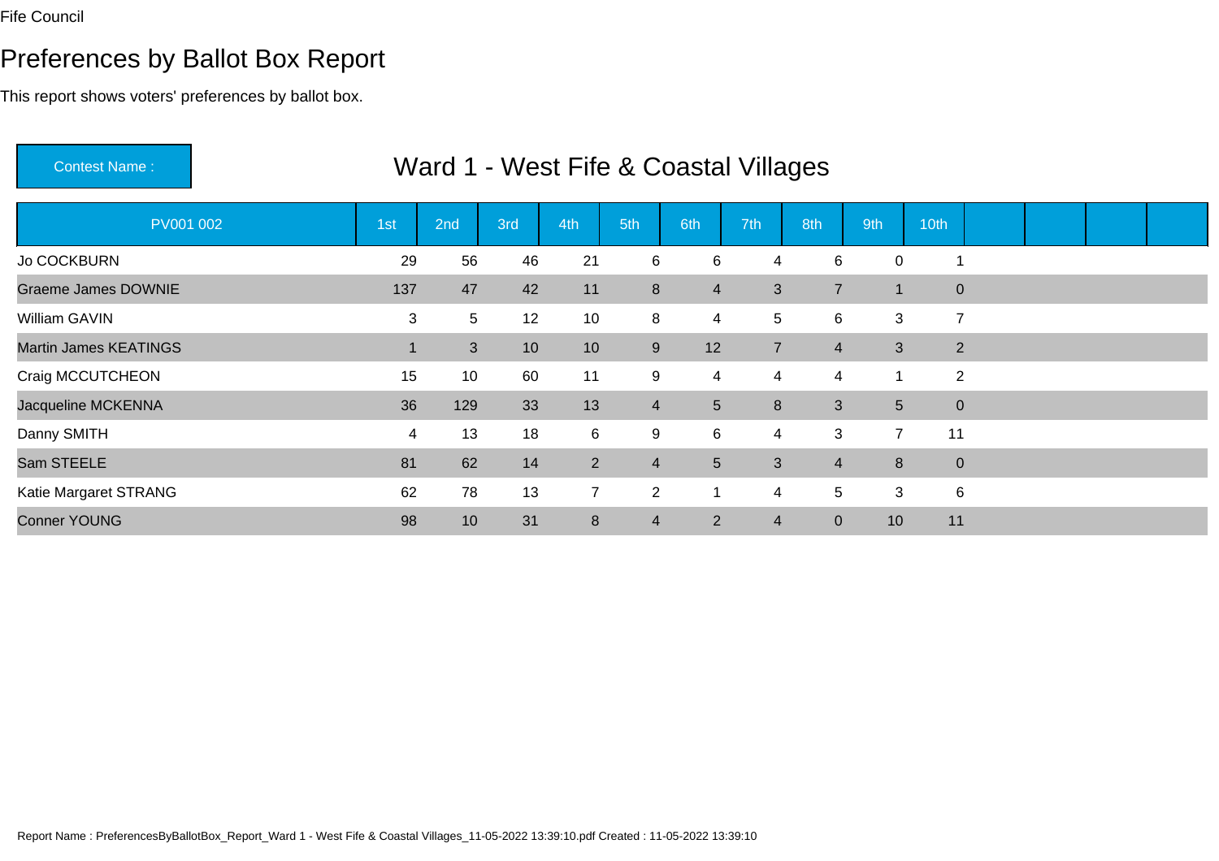Fife Council

# Preferences by Ballot Box Report

This report shows voters' preferences by ballot box.

Contest Name : **Ward 1 - West Fife & Coastal Villages**

| PV001 002 | 1st | 2nd | 3rd | 4th | 5th | 6th | 7th | 8th | 9th | 10th | | | | |
|---|---|---|---|---|---|---|---|---|---|---|---|---|---|---|
| Jo COCKBURN | 29 | 56 | 46 | 21 | 6 | 6 | 4 | 6 | 0 | 1 | | | | |
| Graeme James DOWNIE | 137 | 47 | 42 | 11 | 8 | 4 | 3 | 7 | 1 | 0 | | | | |
| William GAVIN | 3 | 5 | 12 | 10 | 8 | 4 | 5 | 6 | 3 | 7 | | | | |
| Martin James KEATINGS | 1 | 3 | 10 | 10 | 9 | 12 | 7 | 4 | 3 | 2 | | | | |
| Craig MCCUTCHEON | 15 | 10 | 60 | 11 | 9 | 4 | 4 | 4 | 1 | 2 | | | | |
| Jacqueline MCKENNA | 36 | 129 | 33 | 13 | 4 | 5 | 8 | 3 | 5 | 0 | | | | |
| Danny SMITH | 4 | 13 | 18 | 6 | 9 | 6 | 4 | 3 | 7 | 11 | | | | |
| Sam STEELE | 81 | 62 | 14 | 2 | 4 | 5 | 3 | 4 | 8 | 0 | | | | |
| Katie Margaret STRANG | 62 | 78 | 13 | 7 | 2 | 1 | 4 | 5 | 3 | 6 | | | | |
| Conner YOUNG | 98 | 10 | 31 | 8 | 4 | 2 | 4 | 0 | 10 | 11 | | | | |

Report Name : PreferencesByBallotBox_Report_Ward 1 - West Fife & Coastal Villages_11-05-2022 13:39:10.pdf Created : 11-05-2022 13:39:10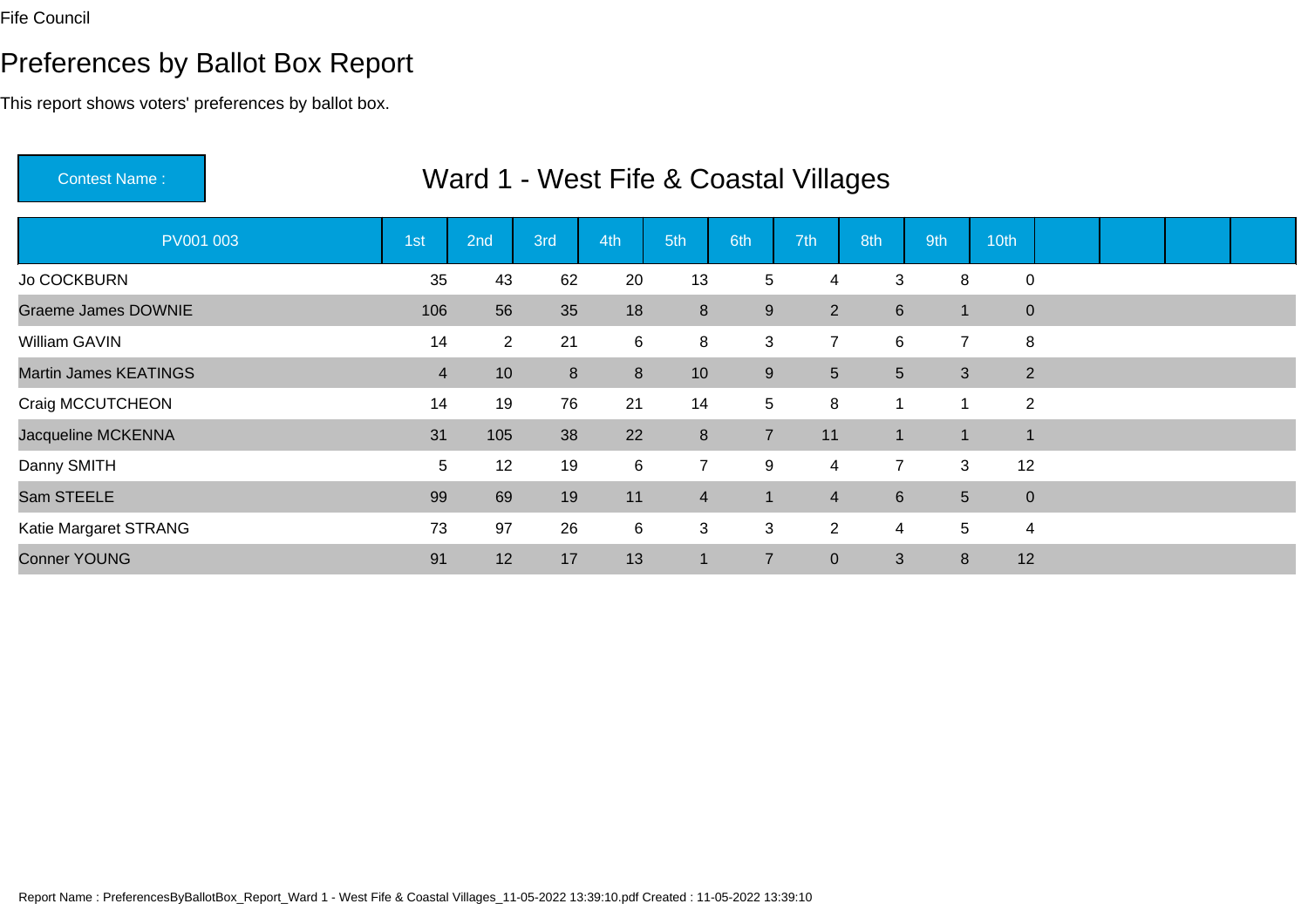Fife Council

# Preferences by Ballot Box Report

This report shows voters' preferences by ballot box.

**Contest Name :** Ward 1 - West Fife & Coastal Villages

| PV001 003 | 1st | 2nd | 3rd | 4th | 5th | 6th | 7th | 8th | 9th | 10th | | | | |
|---|---|---|---|---|---|---|---|---|---|---|---|---|---|---|
| Jo COCKBURN | 35 | 43 | 62 | 20 | 13 | 5 | 4 | 3 | 8 | 0 | | | | |
| Graeme James DOWNIE | 106 | 56 | 35 | 18 | 8 | 9 | 2 | 6 | 1 | 0 | | | | |
| William GAVIN | 14 | 2 | 21 | 6 | 8 | 3 | 7 | 6 | 7 | 8 | | | | |
| Martin James KEATINGS | 4 | 10 | 8 | 8 | 10 | 9 | 5 | 5 | 3 | 2 | | | | |
| Craig MCCUTCHEON | 14 | 19 | 76 | 21 | 14 | 5 | 8 | 1 | 1 | 2 | | | | |
| Jacqueline MCKENNA | 31 | 105 | 38 | 22 | 8 | 7 | 11 | 1 | 1 | 1 | | | | |
| Danny SMITH | 5 | 12 | 19 | 6 | 7 | 9 | 4 | 7 | 3 | 12 | | | | |
| Sam STEELE | 99 | 69 | 19 | 11 | 4 | 1 | 4 | 6 | 5 | 0 | | | | |
| Katie Margaret STRANG | 73 | 97 | 26 | 6 | 3 | 3 | 2 | 4 | 5 | 4 | | | | |
| Conner YOUNG | 91 | 12 | 17 | 13 | 1 | 7 | 0 | 3 | 8 | 12 | | | | |

Report Name : PreferencesByBallotBox_Report_Ward 1 - West Fife & Coastal Villages_11-05-2022 13:39:10.pdf Created : 11-05-2022 13:39:10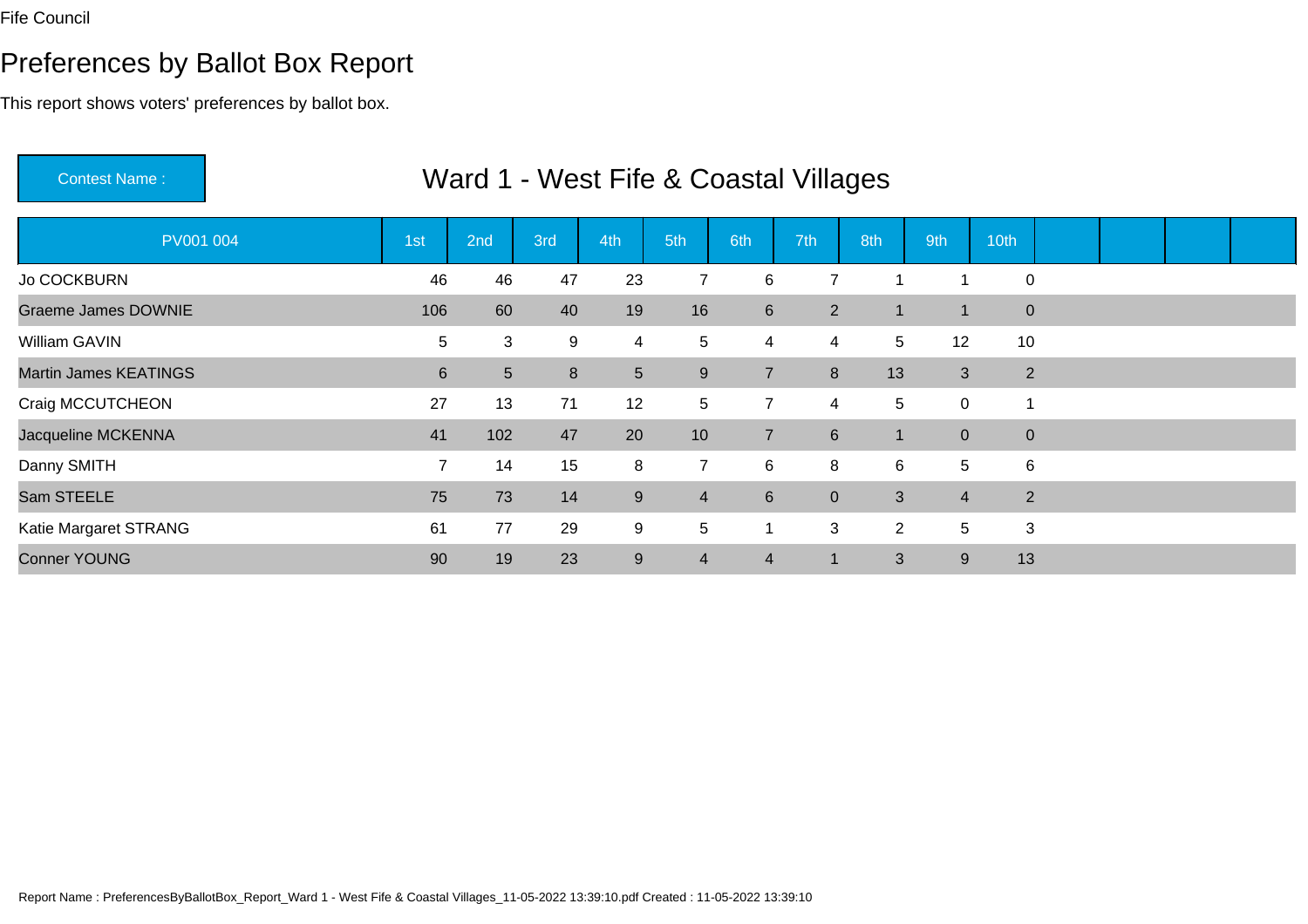Fife Council

# Preferences by Ballot Box Report

This report shows voters' preferences by ballot box.

**Contest Name :** Ward 1 - West Fife & Coastal Villages

| PV001 004 | 1st | 2nd | 3rd | 4th | 5th | 6th | 7th | 8th | 9th | 10th |
|---|---|---|---|---|---|---|---|---|---|---|
| Jo COCKBURN | 46 | 46 | 47 | 23 | 7 | 6 | 7 | 1 | 1 | 0 |
| Graeme James DOWNIE | 106 | 60 | 40 | 19 | 16 | 6 | 2 | 1 | 1 | 0 |
| William GAVIN | 5 | 3 | 9 | 4 | 5 | 4 | 4 | 5 | 12 | 10 |
| Martin James KEATINGS | 6 | 5 | 8 | 5 | 9 | 7 | 8 | 13 | 3 | 2 |
| Craig MCCUTCHEON | 27 | 13 | 71 | 12 | 5 | 7 | 4 | 5 | 0 | 1 |
| Jacqueline MCKENNA | 41 | 102 | 47 | 20 | 10 | 7 | 6 | 1 | 0 | 0 |
| Danny SMITH | 7 | 14 | 15 | 8 | 7 | 6 | 8 | 6 | 5 | 6 |
| Sam STEELE | 75 | 73 | 14 | 9 | 4 | 6 | 0 | 3 | 4 | 2 |
| Katie Margaret STRANG | 61 | 77 | 29 | 9 | 5 | 1 | 3 | 2 | 5 | 3 |
| Conner YOUNG | 90 | 19 | 23 | 9 | 4 | 4 | 1 | 3 | 9 | 13 |

Report Name : PreferencesByBallotBox_Report_Ward 1 - West Fife & Coastal Villages_11-05-2022 13:39:10.pdf Created : 11-05-2022 13:39:10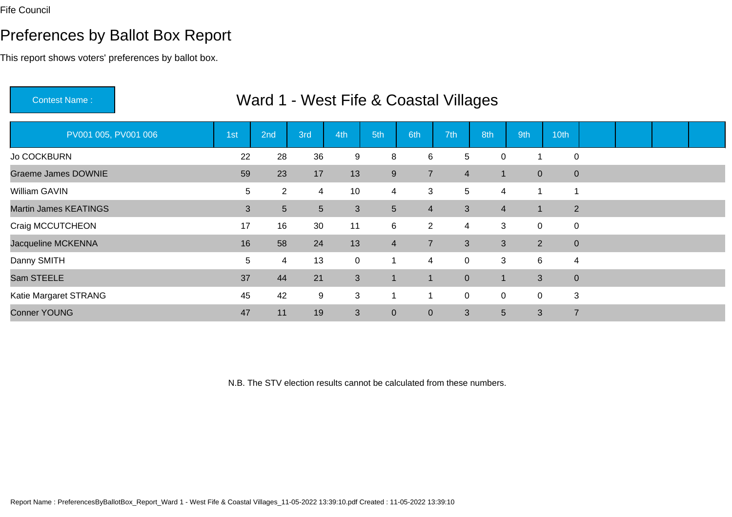Fife Council

# Preferences by Ballot Box Report

This report shows voters' preferences by ballot box.

**Contest Name :** Ward 1 - West Fife & Coastal Villages

| PV001 005, PV001 006 | 1st | 2nd | 3rd | 4th | 5th | 6th | 7th | 8th | 9th | 10th | | | | |
|---|---|---|---|---|---|---|---|---|---|---|---|---|---|---|
| Jo COCKBURN | 22 | 28 | 36 | 9 | 8 | 6 | 5 | 0 | 1 | 0 | | | | |
| Graeme James DOWNIE | 59 | 23 | 17 | 13 | 9 | 7 | 4 | 1 | 0 | 0 | | | | |
| William GAVIN | 5 | 2 | 4 | 10 | 4 | 3 | 5 | 4 | 1 | 1 | | | | |
| Martin James KEATINGS | 3 | 5 | 5 | 3 | 5 | 4 | 3 | 4 | 1 | 2 | | | | |
| Craig MCCUTCHEON | 17 | 16 | 30 | 11 | 6 | 2 | 4 | 3 | 0 | 0 | | | | |
| Jacqueline MCKENNA | 16 | 58 | 24 | 13 | 4 | 7 | 3 | 3 | 2 | 0 | | | | |
| Danny SMITH | 5 | 4 | 13 | 0 | 1 | 4 | 0 | 3 | 6 | 4 | | | | |
| Sam STEELE | 37 | 44 | 21 | 3 | 1 | 1 | 0 | 1 | 3 | 0 | | | | |
| Katie Margaret STRANG | 45 | 42 | 9 | 3 | 1 | 1 | 0 | 0 | 0 | 3 | | | | |
| Conner YOUNG | 47 | 11 | 19 | 3 | 0 | 0 | 3 | 5 | 3 | 7 | | | | |

N.B. The STV election results cannot be calculated from these numbers.

Report Name : PreferencesByBallotBox_Report_Ward 1 - West Fife & Coastal Villages_11-05-2022 13:39:10.pdf Created : 11-05-2022 13:39:10